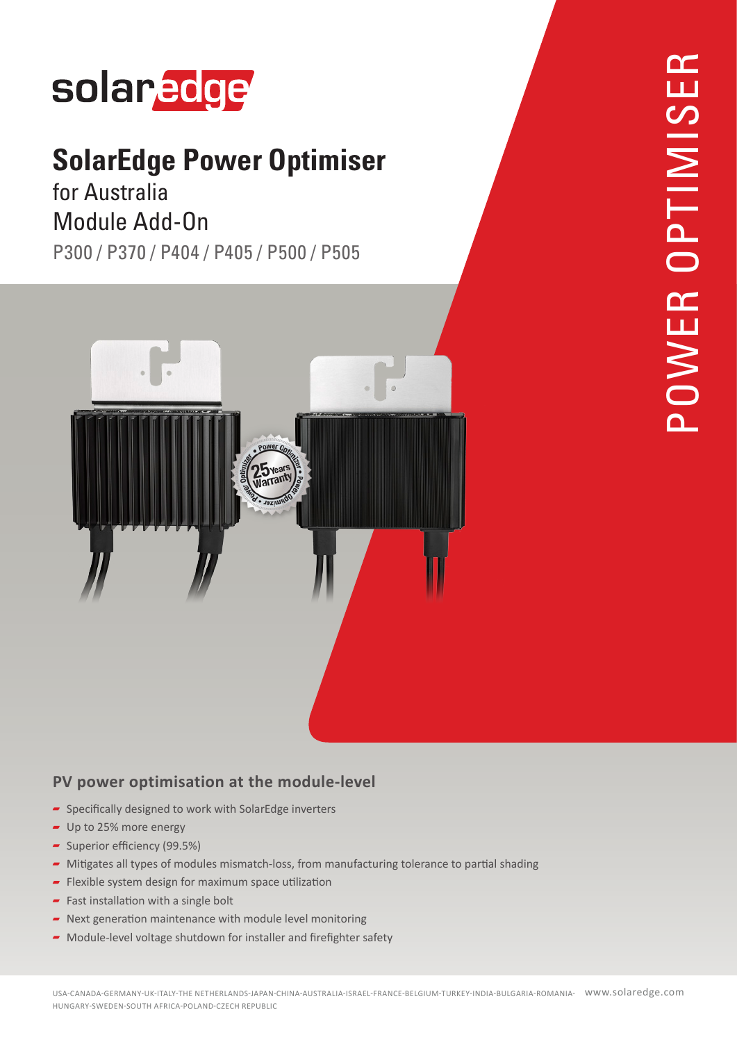solaredge

# SolarEdge Power Optimiser

for Australia
Module Add-On
P300 / P370 / P404 / P405 / P500 / P505

POWER OPTIMISER

## PV power optimisation at the module-level

- Specifically designed to work with SolarEdge inverters
- Up to 25% more energy
- Superior efficiency (99.5%)
- Mitigates all types of modules mismatch-loss, from manufacturing tolerance to partial shading
- Flexible system design for maximum space utilization
- Fast installation with a single bolt
- Next generation maintenance with module level monitoring
- Module-level voltage shutdown for installer and firefighter safety

USA-CANADA-GERMANY-UK-ITALY-THE NETHERLANDS-JAPAN-CHINA-AUSTRALIA-ISRAEL-FRANCE-BELGIUM-TURKEY-INDIA-BULGARIA-ROMANIA-HUNGARY-SWEDEN-SOUTH AFRICA-POLAND-CZECH REPUBLIC www.solaredge.com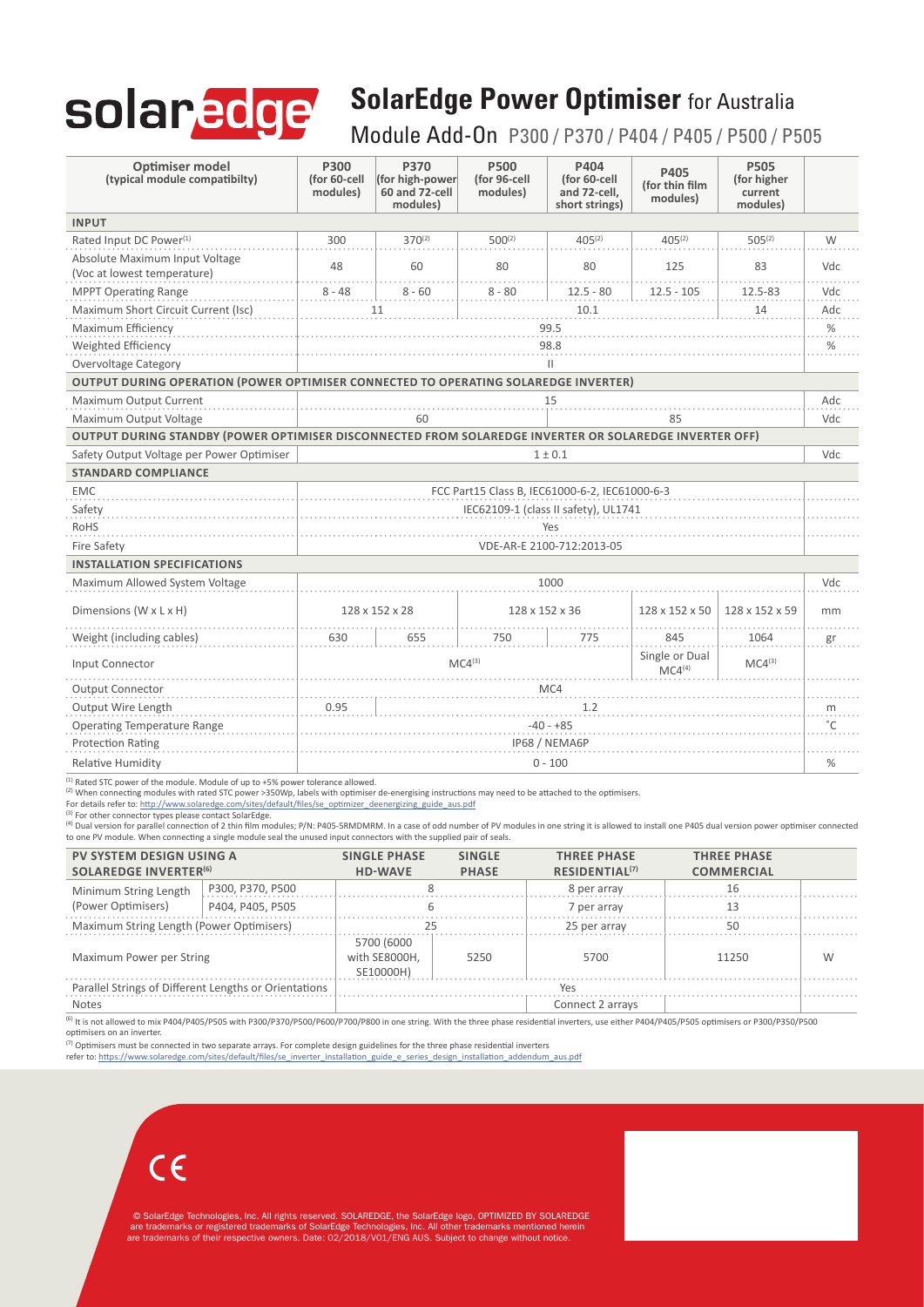# SolarEdge Power Optimiser for Australia

## Module Add-On P300 / P370 / P404 / P405 / P500 / P505

| Optimiser model (typical module compatibilty) | P300 (for 60-cell modules) | P370 (for high-power 60 and 72-cell modules) | P500 (for 96-cell modules) | P404 (for 60-cell and 72-cell, short strings) | P405 (for thin film modules) | P505 (for higher current modules) | |
|---|---|---|---|---|---|---|---|
| **INPUT** | | | | | | | |
| Rated Input DC Power[1] | 300 | 370[2] | 500[2] | 405[2] | 405[2] | 505[2] | W |
| Absolute Maximum Input Voltage (Voc at lowest temperature) | 48 | 60 | 80 | 80 | 125 | 83 | Vdc |
| MPPT Operating Range | 8 - 48 | 8 - 60 | 8 - 80 | 12.5 - 80 | 12.5 - 105 | 12.5-83 | Vdc |
| Maximum Short Circuit Current (Isc) | 11 | | 10.1 | | | 14 | Adc |
| Maximum Efficiency | 99.5 | | | | | | % |
| Weighted Efficiency | 98.8 | | | | | | % |
| Overvoltage Category | II | | | | | | |
| **OUTPUT DURING OPERATION (POWER OPTIMISER CONNECTED TO OPERATING SOLAREDGE INVERTER)** | | | | | | | |
| Maximum Output Current | 15 | | | | | | Adc |
| Maximum Output Voltage | 60 | | | 85 | | | Vdc |
| **OUTPUT DURING STANDBY (POWER OPTIMISER DISCONNECTED FROM SOLAREDGE INVERTER OR SOLAREDGE INVERTER OFF)** | | | | | | | |
| Safety Output Voltage per Power Optimiser | 1 ± 0.1 | | | | | | Vdc |
| **STANDARD COMPLIANCE** | | | | | | | |
| EMC | FCC Part15 Class B, IEC61000-6-2, IEC61000-6-3 | | | | | | |
| Safety | IEC62109-1 (class II safety), UL1741 | | | | | | |
| RoHS | Yes | | | | | | |
| Fire Safety | VDE-AR-E 2100-712:2013-05 | | | | | | |
| **INSTALLATION SPECIFICATIONS** | | | | | | | |
| Maximum Allowed System Voltage | 1000 | | | | | | Vdc |
| Dimensions (W x L x H) | 128 x 152 x 28 | | 128 x 152 x 36 | | 128 x 152 x 50 | 128 x 152 x 59 | mm |
| Weight (including cables) | 630 | 655 | 750 | 775 | 845 | 1064 | gr |
| Input Connector | MC4[3] | | | | Single or Dual MC4[4] | MC4[3] | |
| Output Connector | MC4 | | | | | | |
| Output Wire Length | 0.95 | 1.2 | | | | | m |
| Operating Temperature Range | -40 - +85 | | | | | | ˚C |
| Protection Rating | IP68 / NEMA6P | | | | | | |
| Relative Humidity | 0 - 100 | | | | | | % |

[1] Rated STC power of the module. Module of up to +5% power tolerance allowed.
[2] When connecting modules with rated STC power >350Wp, labels with optimiser de-energising instructions may need to be attached to the optimisers.
For details refer to: http://www.solaredge.com/sites/default/files/se_optimizer_deenergizing_guide_aus.pdf
[3] For other connector types please contact SolarEdge.
[4] Dual version for parallel connection of 2 thin film modules; P/N: P405-5RMDMRM. In a case of odd number of PV modules in one string it is allowed to install one P405 dual version power optimiser connected to one PV module. When connecting a single module seal the unused input connectors with the supplied pair of seals.

| PV SYSTEM DESIGN USING A SOLAREDGE INVERTER[6] | | SINGLE PHASE HD-WAVE | SINGLE PHASE | THREE PHASE RESIDENTIAL[7] | THREE PHASE COMMERCIAL | |
|---|---|---|---|---|---|---|
| Minimum String Length (Power Optimisers) | P300, P370, P500 | 8 | | 8 per array | 16 | |
| | P404, P405, P505 | 6 | | 7 per array | 13 | |
| Maximum String Length (Power Optimisers) | | 25 | | 25 per array | 50 | |
| Maximum Power per String | | 5700 (6000 with SE8000H, SE10000H) | 5250 | 5700 | 11250 | W |
| Parallel Strings of Different Lengths or Orientations | | Yes | | | | |
| Notes | | | | Connect 2 arrays | | |

[6] It is not allowed to mix P404/P405/P505 with P300/P370/P500/P600/P700/P800 in one string. With the three phase residential inverters, use either P404/P405/P505 optimisers or P300/P350/P500 optimisers on an inverter.
[7] Optimisers must be connected in two separate arrays. For complete design guidelines for the three phase residential inverters refer to: https://www.solaredge.com/sites/default/files/se_inverter_installation_guide_e_series_design_installation_addendum_aus.pdf

CE

© SolarEdge Technologies, Inc. All rights reserved. SOLAREDGE, the SolarEdge logo, OPTIMIZED BY SOLAREDGE are trademarks or registered trademarks of SolarEdge Technologies, Inc. All other trademarks mentioned herein are trademarks of their respective owners. Date: 02/2018/V01/ENG AUS. Subject to change without notice.